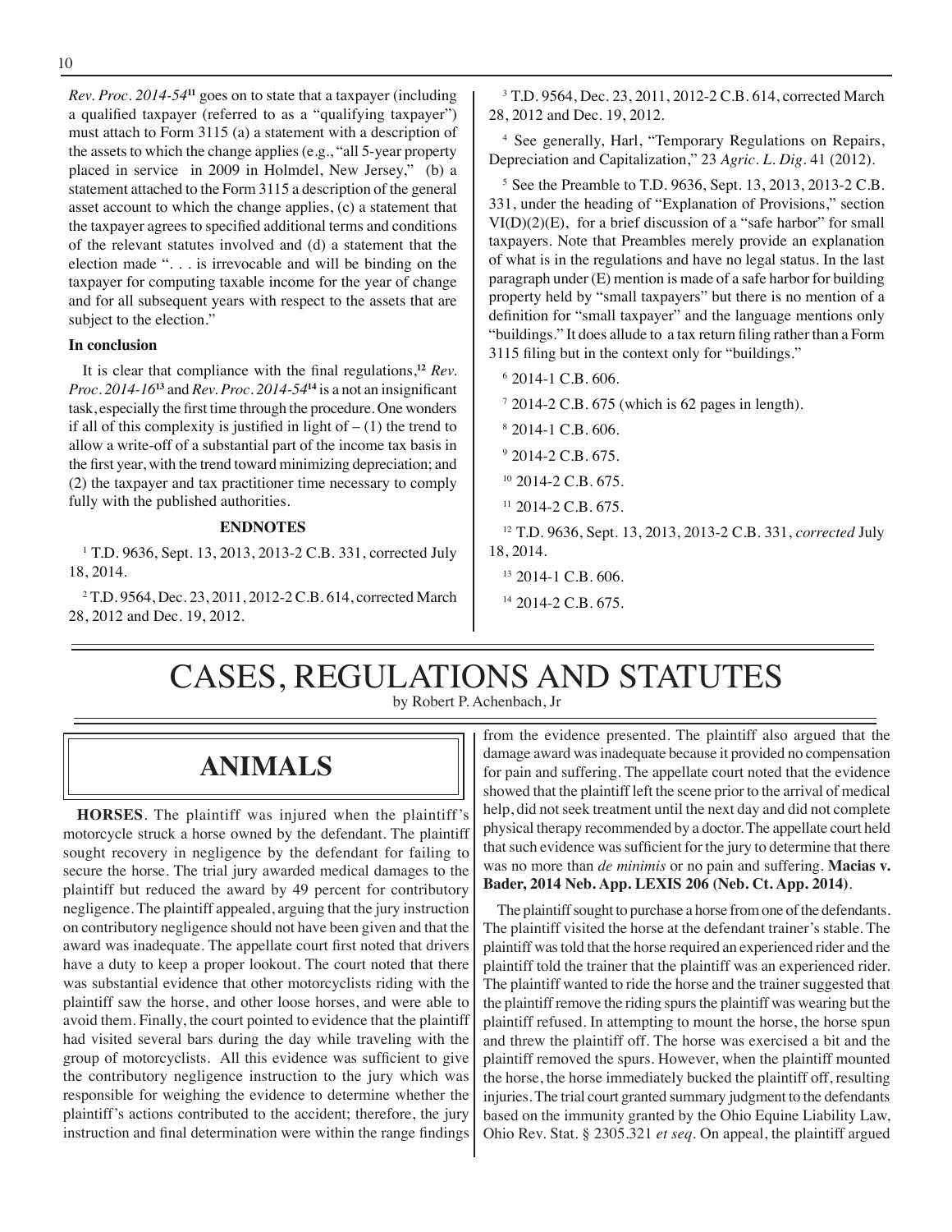*Rev. Proc. 2014-54*[11] goes on to state that a taxpayer (including a qualified taxpayer (referred to as a "qualifying taxpayer") must attach to Form 3115 (a) a statement with a description of the assets to which the change applies (e.g., "all 5-year property placed in service in 2009 in Holmdel, New Jersey," (b) a statement attached to the Form 3115 a description of the general asset account to which the change applies, (c) a statement that the taxpayer agrees to specified additional terms and conditions of the relevant statutes involved and (d) a statement that the election made ". . . is irrevocable and will be binding on the taxpayer for computing taxable income for the year of change and for all subsequent years with respect to the assets that are subject to the election."

**In conclusion**

It is clear that compliance with the final regulations,[12] *Rev. Proc. 2014-16*[13] and *Rev. Proc. 2014-54*[14] is a not an insignificant task, especially the first time through the procedure. One wonders if all of this complexity is justified in light of – (1) the trend to allow a write-off of a substantial part of the income tax basis in the first year, with the trend toward minimizing depreciation; and (2) the taxpayer and tax practitioner time necessary to comply fully with the published authorities.

**ENDNOTES**

[1] T.D. 9636, Sept. 13, 2013, 2013-2 C.B. 331, corrected July 18, 2014.

[2] T.D. 9564, Dec. 23, 2011, 2012-2 C.B. 614, corrected March 28, 2012 and Dec. 19, 2012.

[3] T.D. 9564, Dec. 23, 2011, 2012-2 C.B. 614, corrected March 28, 2012 and Dec. 19, 2012.

[4] See generally, Harl, "Temporary Regulations on Repairs, Depreciation and Capitalization," 23 *Agric. L. Dig.* 41 (2012).

[5] See the Preamble to T.D. 9636, Sept. 13, 2013, 2013-2 C.B. 331, under the heading of "Explanation of Provisions," section VI(D)(2)(E), for a brief discussion of a "safe harbor" for small taxpayers. Note that Preambles merely provide an explanation of what is in the regulations and have no legal status. In the last paragraph under (E) mention is made of a safe harbor for building property held by "small taxpayers" but there is no mention of a definition for "small taxpayer" and the language mentions only "buildings." It does allude to a tax return filing rather than a Form 3115 filing but in the context only for "buildings."

[6] 2014-1 C.B. 606.

[7] 2014-2 C.B. 675 (which is 62 pages in length).

[8] 2014-1 C.B. 606.

[9] 2014-2 C.B. 675.

[10] 2014-2 C.B. 675.

[11] 2014-2 C.B. 675.

[12] T.D. 9636, Sept. 13, 2013, 2013-2 C.B. 331, *corrected* July 18, 2014.

[13] 2014-1 C.B. 606.

[14] 2014-2 C.B. 675.

# CASES, REGULATIONS AND STATUTES

by Robert P. Achenbach, Jr

## ANIMALS

**HORSES**. The plaintiff was injured when the plaintiff's motorcycle struck a horse owned by the defendant. The plaintiff sought recovery in negligence by the defendant for failing to secure the horse. The trial jury awarded medical damages to the plaintiff but reduced the award by 49 percent for contributory negligence. The plaintiff appealed, arguing that the jury instruction on contributory negligence should not have been given and that the award was inadequate. The appellate court first noted that drivers have a duty to keep a proper lookout. The court noted that there was substantial evidence that other motorcyclists riding with the plaintiff saw the horse, and other loose horses, and were able to avoid them. Finally, the court pointed to evidence that the plaintiff had visited several bars during the day while traveling with the group of motorcyclists. All this evidence was sufficient to give the contributory negligence instruction to the jury which was responsible for weighing the evidence to determine whether the plaintiff's actions contributed to the accident; therefore, the jury instruction and final determination were within the range findings from the evidence presented. The plaintiff also argued that the damage award was inadequate because it provided no compensation for pain and suffering. The appellate court noted that the evidence showed that the plaintiff left the scene prior to the arrival of medical help, did not seek treatment until the next day and did not complete physical therapy recommended by a doctor. The appellate court held that such evidence was sufficient for the jury to determine that there was no more than *de minimis* or no pain and suffering. **Macias v. Bader, 2014 Neb. App. LEXIS 206 (Neb. Ct. App. 2014)**.

The plaintiff sought to purchase a horse from one of the defendants. The plaintiff visited the horse at the defendant trainer's stable. The plaintiff was told that the horse required an experienced rider and the plaintiff told the trainer that the plaintiff was an experienced rider. The plaintiff wanted to ride the horse and the trainer suggested that the plaintiff remove the riding spurs the plaintiff was wearing but the plaintiff refused. In attempting to mount the horse, the horse spun and threw the plaintiff off. The horse was exercised a bit and the plaintiff removed the spurs. However, when the plaintiff mounted the horse, the horse immediately bucked the plaintiff off, resulting injuries. The trial court granted summary judgment to the defendants based on the immunity granted by the Ohio Equine Liability Law, Ohio Rev. Stat. § 2305.321 *et seq*. On appeal, the plaintiff argued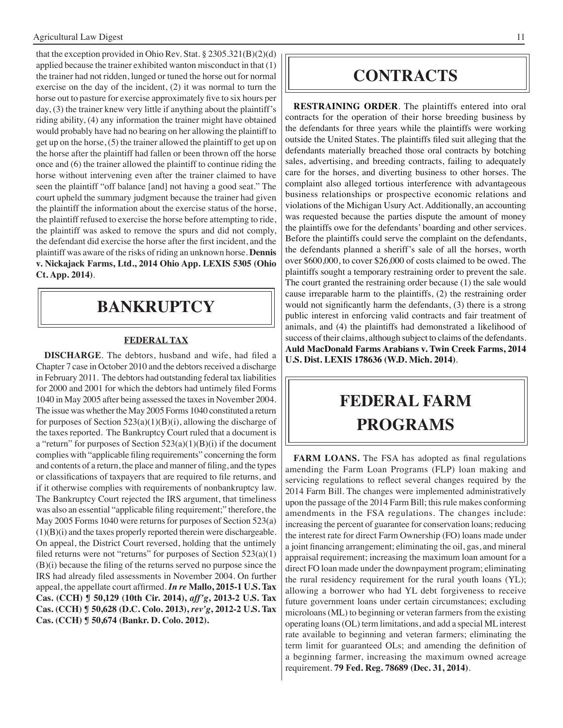that the exception provided in Ohio Rev. Stat. § 2305.321(B)(2)(d) applied because the trainer exhibited wanton misconduct in that (1) the trainer had not ridden, lunged or tuned the horse out for normal exercise on the day of the incident, (2) it was normal to turn the horse out to pasture for exercise approximately five to six hours per day, (3) the trainer knew very little if anything about the plaintiff's riding ability, (4) any information the trainer might have obtained would probably have had no bearing on her allowing the plaintiff to get up on the horse, (5) the trainer allowed the plaintiff to get up on the horse after the plaintiff had fallen or been thrown off the horse once and (6) the trainer allowed the plaintiff to continue riding the horse without intervening even after the trainer claimed to have seen the plaintiff "off balance [and] not having a good seat." The court upheld the summary judgment because the trainer had given the plaintiff the information about the exercise status of the horse, the plaintiff refused to exercise the horse before attempting to ride, the plaintiff was asked to remove the spurs and did not comply, the defendant did exercise the horse after the first incident, and the plaintiff was aware of the risks of riding an unknown horse. **Dennis v. Nickajack Farms, Ltd., 2014 Ohio App. LEXIS 5305 (Ohio Ct. App. 2014)**.

# BANKRUPTCY

## FEDERAL TAX

**DISCHARGE**. The debtors, husband and wife, had filed a Chapter 7 case in October 2010 and the debtors received a discharge in February 2011. The debtors had outstanding federal tax liabilities for 2000 and 2001 for which the debtors had untimely filed Forms 1040 in May 2005 after being assessed the taxes in November 2004. The issue was whether the May 2005 Forms 1040 constituted a return for purposes of Section 523(a)(1)(B)(i), allowing the discharge of the taxes reported. The Bankruptcy Court ruled that a document is a "return" for purposes of Section 523(a)(1)(B)(i) if the document complies with "applicable filing requirements" concerning the form and contents of a return, the place and manner of filing, and the types or classifications of taxpayers that are required to file returns, and if it otherwise complies with requirements of nonbankruptcy law. The Bankruptcy Court rejected the IRS argument, that timeliness was also an essential "applicable filing requirement;" therefore, the May 2005 Forms 1040 were returns for purposes of Section 523(a)(1)(B)(i) and the taxes properly reported therein were dischargeable. On appeal, the District Court reversed, holding that the untimely filed returns were not "returns" for purposes of Section 523(a)(1)(B)(i) because the filing of the returns served no purpose since the IRS had already filed assessments in November 2004. On further appeal, the appellate court affirmed. ***In re* Mallo, 2015-1 U.S. Tax Cas. (CCH) ¶ 50,129 (10th Cir. 2014), *aff'g*, 2013-2 U.S. Tax Cas. (CCH) ¶ 50,628 (D.C. Colo. 2013), *rev'g*, 2012-2 U.S. Tax Cas. (CCH) ¶ 50,674 (Bankr. D. Colo. 2012).**

# CONTRACTS

**RESTRAINING ORDER**. The plaintiffs entered into oral contracts for the operation of their horse breeding business by the defendants for three years while the plaintiffs were working outside the United States. The plaintiffs filed suit alleging that the defendants materially breached those oral contracts by botching sales, advertising, and breeding contracts, failing to adequately care for the horses, and diverting business to other horses. The complaint also alleged tortious interference with advantageous business relationships or prospective economic relations and violations of the Michigan Usury Act. Additionally, an accounting was requested because the parties dispute the amount of money the plaintiffs owe for the defendants' boarding and other services. Before the plaintiffs could serve the complaint on the defendants, the defendants planned a sheriff's sale of all the horses, worth over $600,000, to cover $26,000 of costs claimed to be owed. The plaintiffs sought a temporary restraining order to prevent the sale. The court granted the restraining order because (1) the sale would cause irreparable harm to the plaintiffs, (2) the restraining order would not significantly harm the defendants, (3) there is a strong public interest in enforcing valid contracts and fair treatment of animals, and (4) the plaintiffs had demonstrated a likelihood of success of their claims, although subject to claims of the defendants. **Auld MacDonald Farms Arabians v. Twin Creek Farms, 2014 U.S. Dist. LEXIS 178636 (W.D. Mich. 2014)**.

# FEDERAL FARM PROGRAMS

**FARM LOANS.** The FSA has adopted as final regulations amending the Farm Loan Programs (FLP) loan making and servicing regulations to reflect several changes required by the 2014 Farm Bill. The changes were implemented administratively upon the passage of the 2014 Farm Bill; this rule makes conforming amendments in the FSA regulations. The changes include: increasing the percent of guarantee for conservation loans; reducing the interest rate for direct Farm Ownership (FO) loans made under a joint financing arrangement; eliminating the oil, gas, and mineral appraisal requirement; increasing the maximum loan amount for a direct FO loan made under the downpayment program; eliminating the rural residency requirement for the rural youth loans (YL); allowing a borrower who had YL debt forgiveness to receive future government loans under certain circumstances; excluding microloans (ML) to beginning or veteran farmers from the existing operating loans (OL) term limitations, and add a special ML interest rate available to beginning and veteran farmers; eliminating the term limit for guaranteed OLs; and amending the definition of a beginning farmer, increasing the maximum owned acreage requirement. **79 Fed. Reg. 78689 (Dec. 31, 2014)**.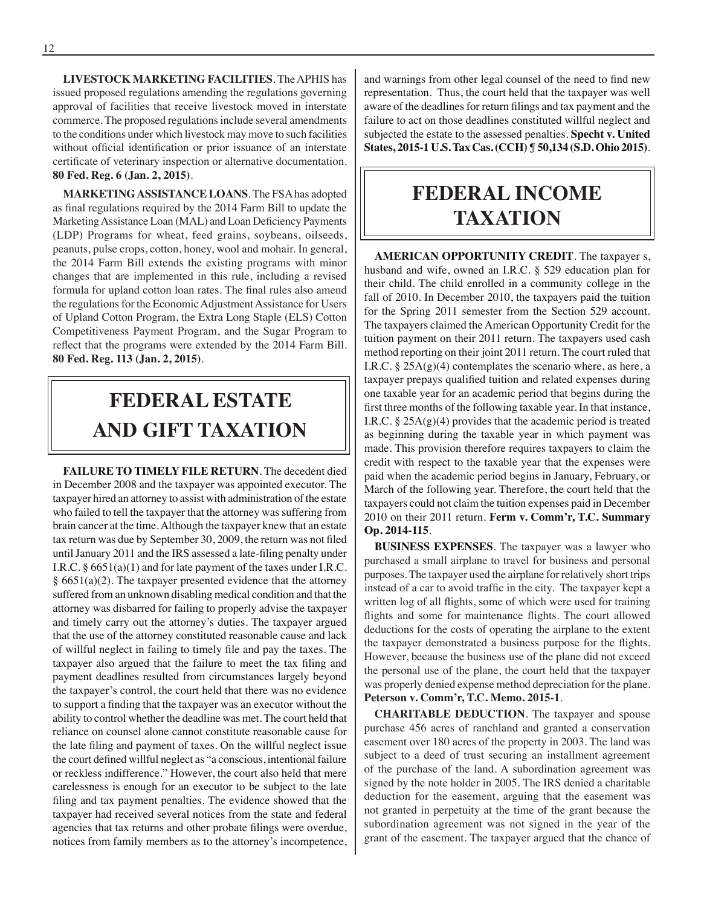**LIVESTOCK MARKETING FACILITIES**. The APHIS has issued proposed regulations amending the regulations governing approval of facilities that receive livestock moved in interstate commerce. The proposed regulations include several amendments to the conditions under which livestock may move to such facilities without official identification or prior issuance of an interstate certificate of veterinary inspection or alternative documentation. **80 Fed. Reg. 6 (Jan. 2, 2015)**.

**MARKETING ASSISTANCE LOANS**. The FSA has adopted as final regulations required by the 2014 Farm Bill to update the Marketing Assistance Loan (MAL) and Loan Deficiency Payments (LDP) Programs for wheat, feed grains, soybeans, oilseeds, peanuts, pulse crops, cotton, honey, wool and mohair. In general, the 2014 Farm Bill extends the existing programs with minor changes that are implemented in this rule, including a revised formula for upland cotton loan rates. The final rules also amend the regulations for the Economic Adjustment Assistance for Users of Upland Cotton Program, the Extra Long Staple (ELS) Cotton Competitiveness Payment Program, and the Sugar Program to reflect that the programs were extended by the 2014 Farm Bill. **80 Fed. Reg. 113 (Jan. 2, 2015)**.

# FEDERAL ESTATE AND GIFT TAXATION

**FAILURE TO TIMELY FILE RETURN**. The decedent died in December 2008 and the taxpayer was appointed executor. The taxpayer hired an attorney to assist with administration of the estate who failed to tell the taxpayer that the attorney was suffering from brain cancer at the time. Although the taxpayer knew that an estate tax return was due by September 30, 2009, the return was not filed until January 2011 and the IRS assessed a late-filing penalty under I.R.C. § 6651(a)(1) and for late payment of the taxes under I.R.C. § 6651(a)(2). The taxpayer presented evidence that the attorney suffered from an unknown disabling medical condition and that the attorney was disbarred for failing to properly advise the taxpayer and timely carry out the attorney's duties. The taxpayer argued that the use of the attorney constituted reasonable cause and lack of willful neglect in failing to timely file and pay the taxes. The taxpayer also argued that the failure to meet the tax filing and payment deadlines resulted from circumstances largely beyond the taxpayer's control, the court held that there was no evidence to support a finding that the taxpayer was an executor without the ability to control whether the deadline was met. The court held that reliance on counsel alone cannot constitute reasonable cause for the late filing and payment of taxes. On the willful neglect issue the court defined willful neglect as "a conscious, intentional failure or reckless indifference." However, the court also held that mere carelessness is enough for an executor to be subject to the late filing and tax payment penalties. The evidence showed that the taxpayer had received several notices from the state and federal agencies that tax returns and other probate filings were overdue, notices from family members as to the attorney's incompetence, and warnings from other legal counsel of the need to find new representation. Thus, the court held that the taxpayer was well aware of the deadlines for return filings and tax payment and the failure to act on those deadlines constituted willful neglect and subjected the estate to the assessed penalties. **Specht v. United States, 2015-1 U.S. Tax Cas. (CCH) ¶ 50,134 (S.D. Ohio 2015)**.

# FEDERAL INCOME TAXATION

**AMERICAN OPPORTUNITY CREDIT**. The taxpayer s, husband and wife, owned an I.R.C. § 529 education plan for their child. The child enrolled in a community college in the fall of 2010. In December 2010, the taxpayers paid the tuition for the Spring 2011 semester from the Section 529 account. The taxpayers claimed the American Opportunity Credit for the tuition payment on their 2011 return. The taxpayers used cash method reporting on their joint 2011 return. The court ruled that I.R.C. § 25A(g)(4) contemplates the scenario where, as here, a taxpayer prepays qualified tuition and related expenses during one taxable year for an academic period that begins during the first three months of the following taxable year. In that instance, I.R.C. § 25A(g)(4) provides that the academic period is treated as beginning during the taxable year in which payment was made. This provision therefore requires taxpayers to claim the credit with respect to the taxable year that the expenses were paid when the academic period begins in January, February, or March of the following year. Therefore, the court held that the taxpayers could not claim the tuition expenses paid in December 2010 on their 2011 return. **Ferm v. Comm'r, T.C. Summary Op. 2014-115**.

**BUSINESS EXPENSES**. The taxpayer was a lawyer who purchased a small airplane to travel for business and personal purposes. The taxpayer used the airplane for relatively short trips instead of a car to avoid traffic in the city. The taxpayer kept a written log of all flights, some of which were used for training flights and some for maintenance flights. The court allowed deductions for the costs of operating the airplane to the extent the taxpayer demonstrated a business purpose for the flights. However, because the business use of the plane did not exceed the personal use of the plane, the court held that the taxpayer was properly denied expense method depreciation for the plane. **Peterson v. Comm'r, T.C. Memo. 2015-1**.

**CHARITABLE DEDUCTION**. The taxpayer and spouse purchase 456 acres of ranchland and granted a conservation easement over 180 acres of the property in 2003. The land was subject to a deed of trust securing an installment agreement of the purchase of the land. A subordination agreement was signed by the note holder in 2005. The IRS denied a charitable deduction for the easement, arguing that the easement was not granted in perpetuity at the time of the grant because the subordination agreement was not signed in the year of the grant of the easement. The taxpayer argued that the chance of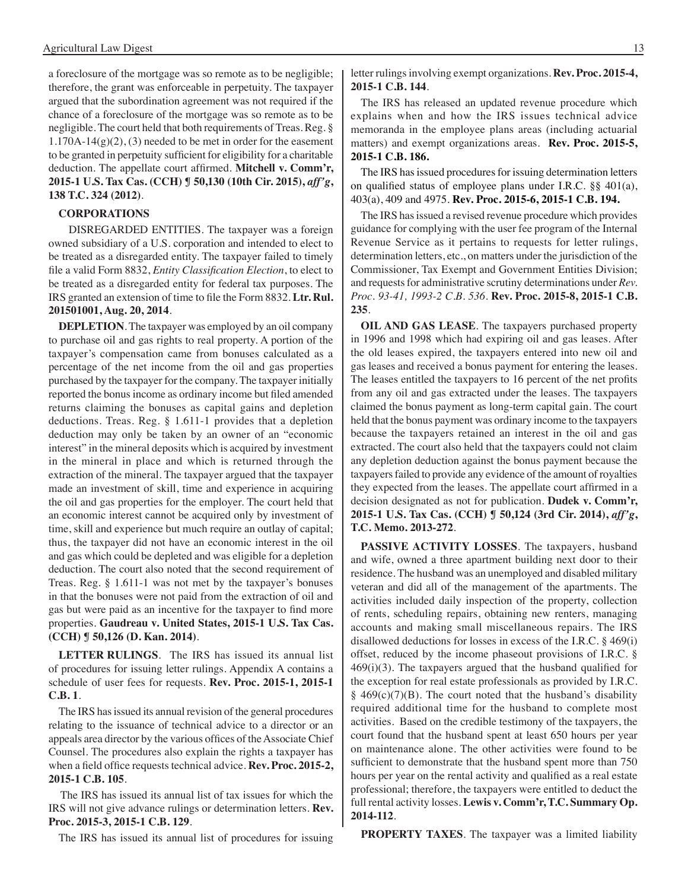a foreclosure of the mortgage was so remote as to be negligible; therefore, the grant was enforceable in perpetuity. The taxpayer argued that the subordination agreement was not required if the chance of a foreclosure of the mortgage was so remote as to be negligible. The court held that both requirements of Treas. Reg. § 1.170A-14(g)(2), (3) needed to be met in order for the easement to be granted in perpetuity sufficient for eligibility for a charitable deduction. The appellate court affirmed. **Mitchell v. Comm'r, 2015-1 U.S. Tax Cas. (CCH) ¶ 50,130 (10th Cir. 2015), *aff'g*, 138 T.C. 324 (2012)**.

**CORPORATIONS**

DISREGARDED ENTITIES. The taxpayer was a foreign owned subsidiary of a U.S. corporation and intended to elect to be treated as a disregarded entity. The taxpayer failed to timely file a valid Form 8832, *Entity Classification Election*, to elect to be treated as a disregarded entity for federal tax purposes. The IRS granted an extension of time to file the Form 8832. **Ltr. Rul. 201501001, Aug. 20, 2014**.

**DEPLETION**. The taxpayer was employed by an oil company to purchase oil and gas rights to real property. A portion of the taxpayer's compensation came from bonuses calculated as a percentage of the net income from the oil and gas properties purchased by the taxpayer for the company. The taxpayer initially reported the bonus income as ordinary income but filed amended returns claiming the bonuses as capital gains and depletion deductions. Treas. Reg. § 1.611-1 provides that a depletion deduction may only be taken by an owner of an "economic interest" in the mineral deposits which is acquired by investment in the mineral in place and which is returned through the extraction of the mineral. The taxpayer argued that the taxpayer made an investment of skill, time and experience in acquiring the oil and gas properties for the employer. The court held that an economic interest cannot be acquired only by investment of time, skill and experience but much require an outlay of capital; thus, the taxpayer did not have an economic interest in the oil and gas which could be depleted and was eligible for a depletion deduction. The court also noted that the second requirement of Treas. Reg. § 1.611-1 was not met by the taxpayer's bonuses in that the bonuses were not paid from the extraction of oil and gas but were paid as an incentive for the taxpayer to find more properties. **Gaudreau v. United States, 2015-1 U.S. Tax Cas. (CCH) ¶ 50,126 (D. Kan. 2014)**.

**LETTER RULINGS**. The IRS has issued its annual list of procedures for issuing letter rulings. Appendix A contains a schedule of user fees for requests. **Rev. Proc. 2015-1, 2015-1 C.B. 1**.

The IRS has issued its annual revision of the general procedures relating to the issuance of technical advice to a director or an appeals area director by the various offices of the Associate Chief Counsel. The procedures also explain the rights a taxpayer has when a field office requests technical advice. **Rev. Proc. 2015-2, 2015-1 C.B. 105**.

The IRS has issued its annual list of tax issues for which the IRS will not give advance rulings or determination letters. **Rev. Proc. 2015-3, 2015-1 C.B. 129**.

The IRS has issued its annual list of procedures for issuing letter rulings involving exempt organizations. **Rev. Proc. 2015-4, 2015-1 C.B. 144**.

The IRS has released an updated revenue procedure which explains when and how the IRS issues technical advice memoranda in the employee plans areas (including actuarial matters) and exempt organizations areas. **Rev. Proc. 2015-5, 2015-1 C.B. 186.**

The IRS has issued procedures for issuing determination letters on qualified status of employee plans under I.R.C. §§ 401(a), 403(a), 409 and 4975. **Rev. Proc. 2015-6, 2015-1 C.B. 194.**

The IRS has issued a revised revenue procedure which provides guidance for complying with the user fee program of the Internal Revenue Service as it pertains to requests for letter rulings, determination letters, etc., on matters under the jurisdiction of the Commissioner, Tax Exempt and Government Entities Division; and requests for administrative scrutiny determinations under *Rev. Proc. 93-41, 1993-2 C.B. 536*. **Rev. Proc. 2015-8, 2015-1 C.B. 235**.

**OIL AND GAS LEASE**. The taxpayers purchased property in 1996 and 1998 which had expiring oil and gas leases. After the old leases expired, the taxpayers entered into new oil and gas leases and received a bonus payment for entering the leases. The leases entitled the taxpayers to 16 percent of the net profits from any oil and gas extracted under the leases. The taxpayers claimed the bonus payment as long-term capital gain. The court held that the bonus payment was ordinary income to the taxpayers because the taxpayers retained an interest in the oil and gas extracted. The court also held that the taxpayers could not claim any depletion deduction against the bonus payment because the taxpayers failed to provide any evidence of the amount of royalties they expected from the leases. The appellate court affirmed in a decision designated as not for publication. **Dudek v. Comm'r, 2015-1 U.S. Tax Cas. (CCH) ¶ 50,124 (3rd Cir. 2014), *aff'g*, T.C. Memo. 2013-272**.

**PASSIVE ACTIVITY LOSSES**. The taxpayers, husband and wife, owned a three apartment building next door to their residence. The husband was an unemployed and disabled military veteran and did all of the management of the apartments. The activities included daily inspection of the property, collection of rents, scheduling repairs, obtaining new renters, managing accounts and making small miscellaneous repairs. The IRS disallowed deductions for losses in excess of the I.R.C. § 469(i) offset, reduced by the income phaseout provisions of I.R.C. § 469(i)(3). The taxpayers argued that the husband qualified for the exception for real estate professionals as provided by I.R.C. § 469(c)(7)(B). The court noted that the husband's disability required additional time for the husband to complete most activities. Based on the credible testimony of the taxpayers, the court found that the husband spent at least 650 hours per year on maintenance alone. The other activities were found to be sufficient to demonstrate that the husband spent more than 750 hours per year on the rental activity and qualified as a real estate professional; therefore, the taxpayers were entitled to deduct the full rental activity losses. **Lewis v. Comm'r, T.C. Summary Op. 2014-112**.

**PROPERTY TAXES**. The taxpayer was a limited liability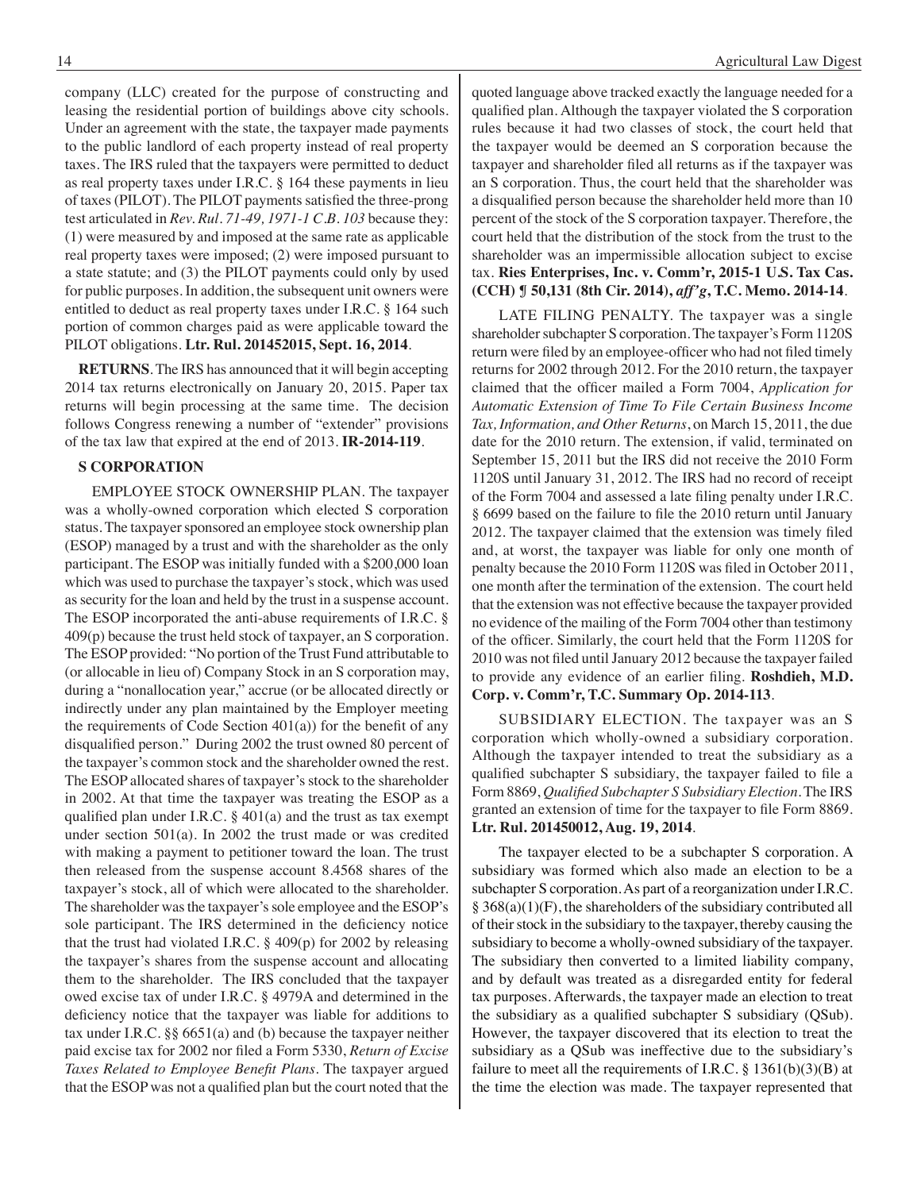company (LLC) created for the purpose of constructing and leasing the residential portion of buildings above city schools. Under an agreement with the state, the taxpayer made payments to the public landlord of each property instead of real property taxes. The IRS ruled that the taxpayers were permitted to deduct as real property taxes under I.R.C. § 164 these payments in lieu of taxes (PILOT). The PILOT payments satisfied the three-prong test articulated in *Rev. Rul. 71-49, 1971-1 C.B. 103* because they: (1) were measured by and imposed at the same rate as applicable real property taxes were imposed; (2) were imposed pursuant to a state statute; and (3) the PILOT payments could only by used for public purposes. In addition, the subsequent unit owners were entitled to deduct as real property taxes under I.R.C. § 164 such portion of common charges paid as were applicable toward the PILOT obligations. **Ltr. Rul. 201452015, Sept. 16, 2014**.

**RETURNS**. The IRS has announced that it will begin accepting 2014 tax returns electronically on January 20, 2015. Paper tax returns will begin processing at the same time. The decision follows Congress renewing a number of "extender" provisions of the tax law that expired at the end of 2013. **IR-2014-119**.

**S CORPORATION**

EMPLOYEE STOCK OWNERSHIP PLAN. The taxpayer was a wholly-owned corporation which elected S corporation status. The taxpayer sponsored an employee stock ownership plan (ESOP) managed by a trust and with the shareholder as the only participant. The ESOP was initially funded with a $200,000 loan which was used to purchase the taxpayer's stock, which was used as security for the loan and held by the trust in a suspense account. The ESOP incorporated the anti-abuse requirements of I.R.C. § 409(p) because the trust held stock of taxpayer, an S corporation. The ESOP provided: "No portion of the Trust Fund attributable to (or allocable in lieu of) Company Stock in an S corporation may, during a "nonallocation year," accrue (or be allocated directly or indirectly under any plan maintained by the Employer meeting the requirements of Code Section 401(a)) for the benefit of any disqualified person." During 2002 the trust owned 80 percent of the taxpayer's common stock and the shareholder owned the rest. The ESOP allocated shares of taxpayer's stock to the shareholder in 2002. At that time the taxpayer was treating the ESOP as a qualified plan under I.R.C. § 401(a) and the trust as tax exempt under section 501(a). In 2002 the trust made or was credited with making a payment to petitioner toward the loan. The trust then released from the suspense account 8.4568 shares of the taxpayer's stock, all of which were allocated to the shareholder. The shareholder was the taxpayer's sole employee and the ESOP's sole participant. The IRS determined in the deficiency notice that the trust had violated I.R.C. § 409(p) for 2002 by releasing the taxpayer's shares from the suspense account and allocating them to the shareholder. The IRS concluded that the taxpayer owed excise tax of under I.R.C. § 4979A and determined in the deficiency notice that the taxpayer was liable for additions to tax under I.R.C. §§ 6651(a) and (b) because the taxpayer neither paid excise tax for 2002 nor filed a Form 5330, *Return of Excise Taxes Related to Employee Benefit Plans*. The taxpayer argued that the ESOP was not a qualified plan but the court noted that the quoted language above tracked exactly the language needed for a qualified plan. Although the taxpayer violated the S corporation rules because it had two classes of stock, the court held that the taxpayer would be deemed an S corporation because the taxpayer and shareholder filed all returns as if the taxpayer was an S corporation. Thus, the court held that the shareholder was a disqualified person because the shareholder held more than 10 percent of the stock of the S corporation taxpayer. Therefore, the court held that the distribution of the stock from the trust to the shareholder was an impermissible allocation subject to excise tax. **Ries Enterprises, Inc. v. Comm'r, 2015-1 U.S. Tax Cas. (CCH) ¶ 50,131 (8th Cir. 2014), *aff'g*, T.C. Memo. 2014-14**.

LATE FILING PENALTY. The taxpayer was a single shareholder subchapter S corporation. The taxpayer's Form 1120S return were filed by an employee-officer who had not filed timely returns for 2002 through 2012. For the 2010 return, the taxpayer claimed that the officer mailed a Form 7004, *Application for Automatic Extension of Time To File Certain Business Income Tax, Information, and Other Returns*, on March 15, 2011, the due date for the 2010 return. The extension, if valid, terminated on September 15, 2011 but the IRS did not receive the 2010 Form 1120S until January 31, 2012. The IRS had no record of receipt of the Form 7004 and assessed a late filing penalty under I.R.C. § 6699 based on the failure to file the 2010 return until January 2012. The taxpayer claimed that the extension was timely filed and, at worst, the taxpayer was liable for only one month of penalty because the 2010 Form 1120S was filed in October 2011, one month after the termination of the extension. The court held that the extension was not effective because the taxpayer provided no evidence of the mailing of the Form 7004 other than testimony of the officer. Similarly, the court held that the Form 1120S for 2010 was not filed until January 2012 because the taxpayer failed to provide any evidence of an earlier filing. **Roshdieh, M.D. Corp. v. Comm'r, T.C. Summary Op. 2014-113**.

SUBSIDIARY ELECTION. The taxpayer was an S corporation which wholly-owned a subsidiary corporation. Although the taxpayer intended to treat the subsidiary as a qualified subchapter S subsidiary, the taxpayer failed to file a Form 8869, *Qualified Subchapter S Subsidiary Election*. The IRS granted an extension of time for the taxpayer to file Form 8869. **Ltr. Rul. 201450012, Aug. 19, 2014**.

The taxpayer elected to be a subchapter S corporation. A subsidiary was formed which also made an election to be a subchapter S corporation. As part of a reorganization under I.R.C. § 368(a)(1)(F), the shareholders of the subsidiary contributed all of their stock in the subsidiary to the taxpayer, thereby causing the subsidiary to become a wholly-owned subsidiary of the taxpayer. The subsidiary then converted to a limited liability company, and by default was treated as a disregarded entity for federal tax purposes. Afterwards, the taxpayer made an election to treat the subsidiary as a qualified subchapter S subsidiary (QSub). However, the taxpayer discovered that its election to treat the subsidiary as a QSub was ineffective due to the subsidiary's failure to meet all the requirements of I.R.C. § 1361(b)(3)(B) at the time the election was made. The taxpayer represented that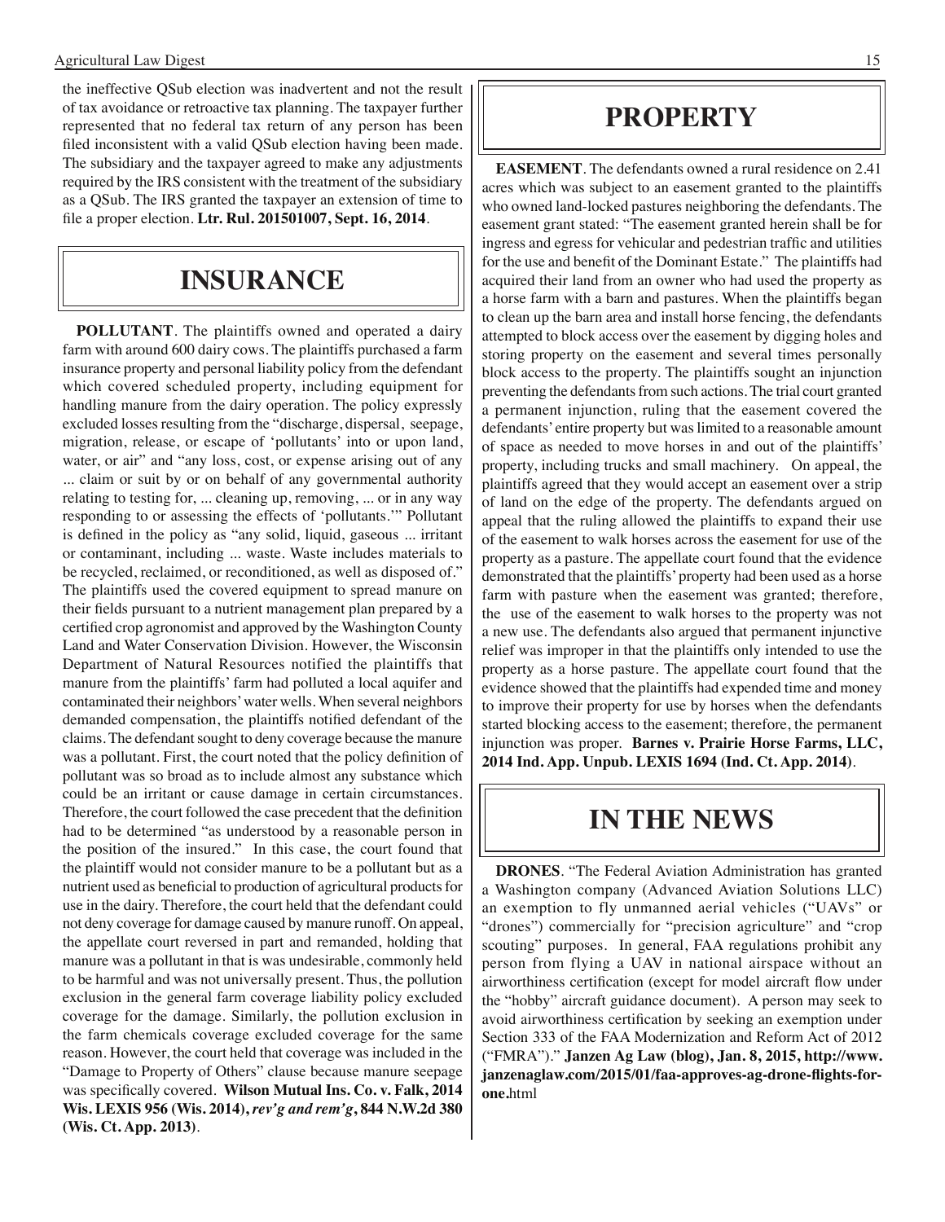the ineffective QSub election was inadvertent and not the result of tax avoidance or retroactive tax planning. The taxpayer further represented that no federal tax return of any person has been filed inconsistent with a valid QSub election having been made. The subsidiary and the taxpayer agreed to make any adjustments required by the IRS consistent with the treatment of the subsidiary as a QSub. The IRS granted the taxpayer an extension of time to file a proper election. **Ltr. Rul. 201501007, Sept. 16, 2014**.

## INSURANCE

**POLLUTANT**. The plaintiffs owned and operated a dairy farm with around 600 dairy cows. The plaintiffs purchased a farm insurance property and personal liability policy from the defendant which covered scheduled property, including equipment for handling manure from the dairy operation. The policy expressly excluded losses resulting from the "discharge, dispersal, seepage, migration, release, or escape of 'pollutants' into or upon land, water, or air" and "any loss, cost, or expense arising out of any ... claim or suit by or on behalf of any governmental authority relating to testing for, ... cleaning up, removing, ... or in any way responding to or assessing the effects of 'pollutants.'" Pollutant is defined in the policy as "any solid, liquid, gaseous ... irritant or contaminant, including ... waste. Waste includes materials to be recycled, reclaimed, or reconditioned, as well as disposed of." The plaintiffs used the covered equipment to spread manure on their fields pursuant to a nutrient management plan prepared by a certified crop agronomist and approved by the Washington County Land and Water Conservation Division. However, the Wisconsin Department of Natural Resources notified the plaintiffs that manure from the plaintiffs' farm had polluted a local aquifer and contaminated their neighbors' water wells. When several neighbors demanded compensation, the plaintiffs notified defendant of the claims. The defendant sought to deny coverage because the manure was a pollutant. First, the court noted that the policy definition of pollutant was so broad as to include almost any substance which could be an irritant or cause damage in certain circumstances. Therefore, the court followed the case precedent that the definition had to be determined "as understood by a reasonable person in the position of the insured." In this case, the court found that the plaintiff would not consider manure to be a pollutant but as a nutrient used as beneficial to production of agricultural products for use in the dairy. Therefore, the court held that the defendant could not deny coverage for damage caused by manure runoff. On appeal, the appellate court reversed in part and remanded, holding that manure was a pollutant in that is was undesirable, commonly held to be harmful and was not universally present. Thus, the pollution exclusion in the general farm coverage liability policy excluded coverage for the damage. Similarly, the pollution exclusion in the farm chemicals coverage excluded coverage for the same reason. However, the court held that coverage was included in the "Damage to Property of Others" clause because manure seepage was specifically covered. **Wilson Mutual Ins. Co. v. Falk, 2014 Wis. LEXIS 956 (Wis. 2014), *rev'g and rem'g*, 844 N.W.2d 380 (Wis. Ct. App. 2013)**.

## PROPERTY

**EASEMENT**. The defendants owned a rural residence on 2.41 acres which was subject to an easement granted to the plaintiffs who owned land-locked pastures neighboring the defendants. The easement grant stated: "The easement granted herein shall be for ingress and egress for vehicular and pedestrian traffic and utilities for the use and benefit of the Dominant Estate." The plaintiffs had acquired their land from an owner who had used the property as a horse farm with a barn and pastures. When the plaintiffs began to clean up the barn area and install horse fencing, the defendants attempted to block access over the easement by digging holes and storing property on the easement and several times personally block access to the property. The plaintiffs sought an injunction preventing the defendants from such actions. The trial court granted a permanent injunction, ruling that the easement covered the defendants' entire property but was limited to a reasonable amount of space as needed to move horses in and out of the plaintiffs' property, including trucks and small machinery. On appeal, the plaintiffs agreed that they would accept an easement over a strip of land on the edge of the property. The defendants argued on appeal that the ruling allowed the plaintiffs to expand their use of the easement to walk horses across the easement for use of the property as a pasture. The appellate court found that the evidence demonstrated that the plaintiffs' property had been used as a horse farm with pasture when the easement was granted; therefore, the use of the easement to walk horses to the property was not a new use. The defendants also argued that permanent injunctive relief was improper in that the plaintiffs only intended to use the property as a horse pasture. The appellate court found that the evidence showed that the plaintiffs had expended time and money to improve their property for use by horses when the defendants started blocking access to the easement; therefore, the permanent injunction was proper. **Barnes v. Prairie Horse Farms, LLC, 2014 Ind. App. Unpub. LEXIS 1694 (Ind. Ct. App. 2014)**.

## IN THE NEWS

**DRONES**. "The Federal Aviation Administration has granted a Washington company (Advanced Aviation Solutions LLC) an exemption to fly unmanned aerial vehicles ("UAVs" or "drones") commercially for "precision agriculture" and "crop scouting" purposes. In general, FAA regulations prohibit any person from flying a UAV in national airspace without an airworthiness certification (except for model aircraft flow under the "hobby" aircraft guidance document). A person may seek to avoid airworthiness certification by seeking an exemption under Section 333 of the FAA Modernization and Reform Act of 2012 ("FMRA")." **Janzen Ag Law (blog), Jan. 8, 2015, http://www.janzenaglaw.com/2015/01/faa-approves-ag-drone-flights-for-one.**html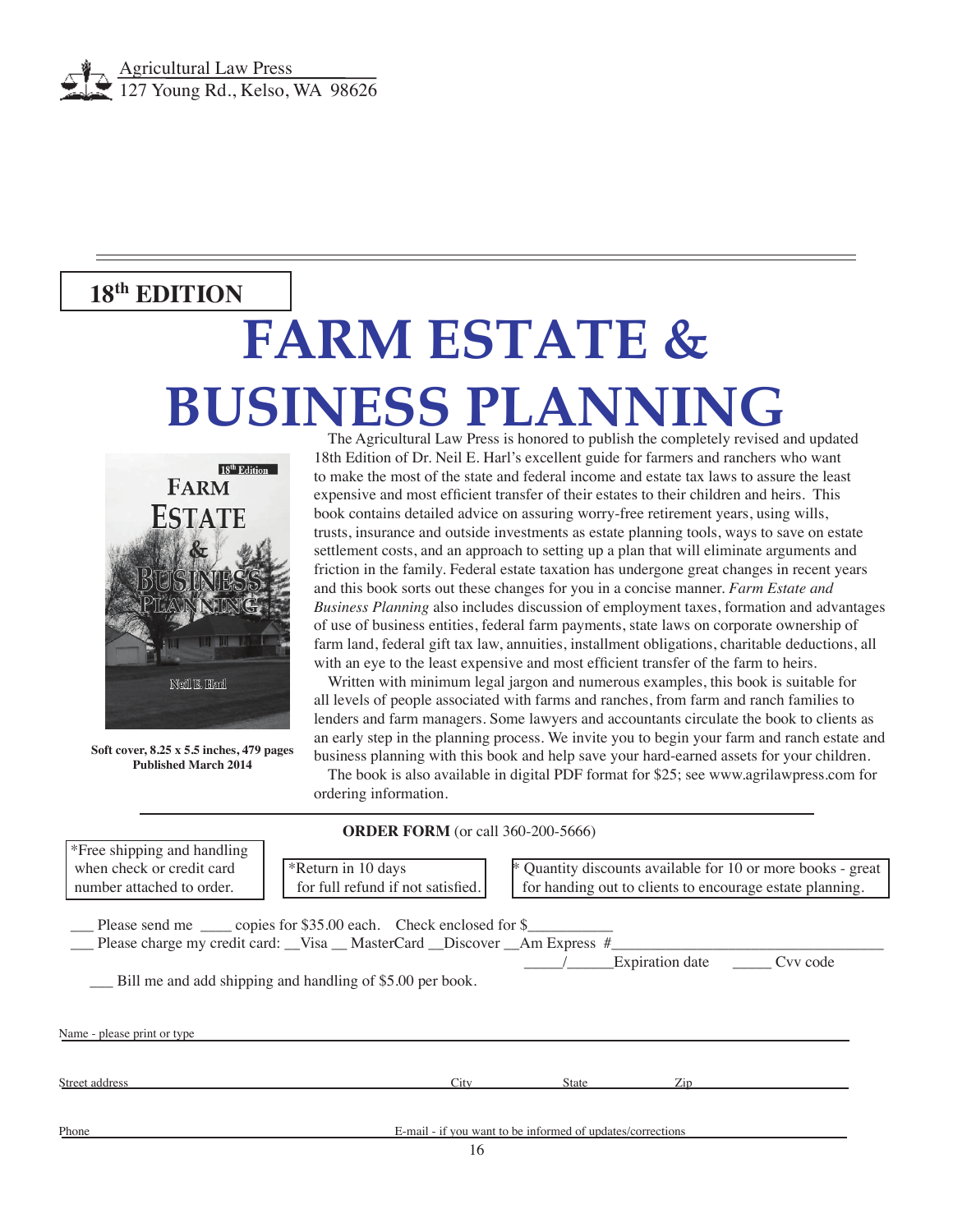Agricultural Law Press
127 Young Rd., Kelso, WA 98626

**18th EDITION**

# FARM ESTATE & BUSINESS PLANNING

**Soft cover, 8.25 x 5.5 inches, 479 pages**
**Published March 2014**

The Agricultural Law Press is honored to publish the completely revised and updated 18th Edition of Dr. Neil E. Harl's excellent guide for farmers and ranchers who want to make the most of the state and federal income and estate tax laws to assure the least expensive and most efficient transfer of their estates to their children and heirs. This book contains detailed advice on assuring worry-free retirement years, using wills, trusts, insurance and outside investments as estate planning tools, ways to save on estate settlement costs, and an approach to setting up a plan that will eliminate arguments and friction in the family. Federal estate taxation has undergone great changes in recent years and this book sorts out these changes for you in a concise manner. *Farm Estate and Business Planning* also includes discussion of employment taxes, formation and advantages of use of business entities, federal farm payments, state laws on corporate ownership of farm land, federal gift tax law, annuities, installment obligations, charitable deductions, all with an eye to the least expensive and most efficient transfer of the farm to heirs.

Written with minimum legal jargon and numerous examples, this book is suitable for all levels of people associated with farms and ranches, from farm and ranch families to lenders and farm managers. Some lawyers and accountants circulate the book to clients as an early step in the planning process. We invite you to begin your farm and ranch estate and business planning with this book and help save your hard-earned assets for your children.

The book is also available in digital PDF format for $25; see www.agrilawpress.com for ordering information.

**ORDER FORM** (or call 360-200-5666)

*Free shipping and handling when check or credit card number attached to order.

*Return in 10 days for full refund if not satisfied.

* Quantity discounts available for 10 or more books - great for handing out to clients to encourage estate planning.

___ Please send me ____ copies for $35.00 each. Check enclosed for $__________

___ Please charge my credit card: __Visa __ MasterCard __Discover __Am Express #___________________________________

_____/______Expiration date _____ Cvv code

___ Bill me and add shipping and handling of $5.00 per book.

Name - please print or type ____________________________________________

Street address ______________________ City __________ State __________ Zip __________

Phone ______________________ E-mail - if you want to be informed of updates/corrections ______________________